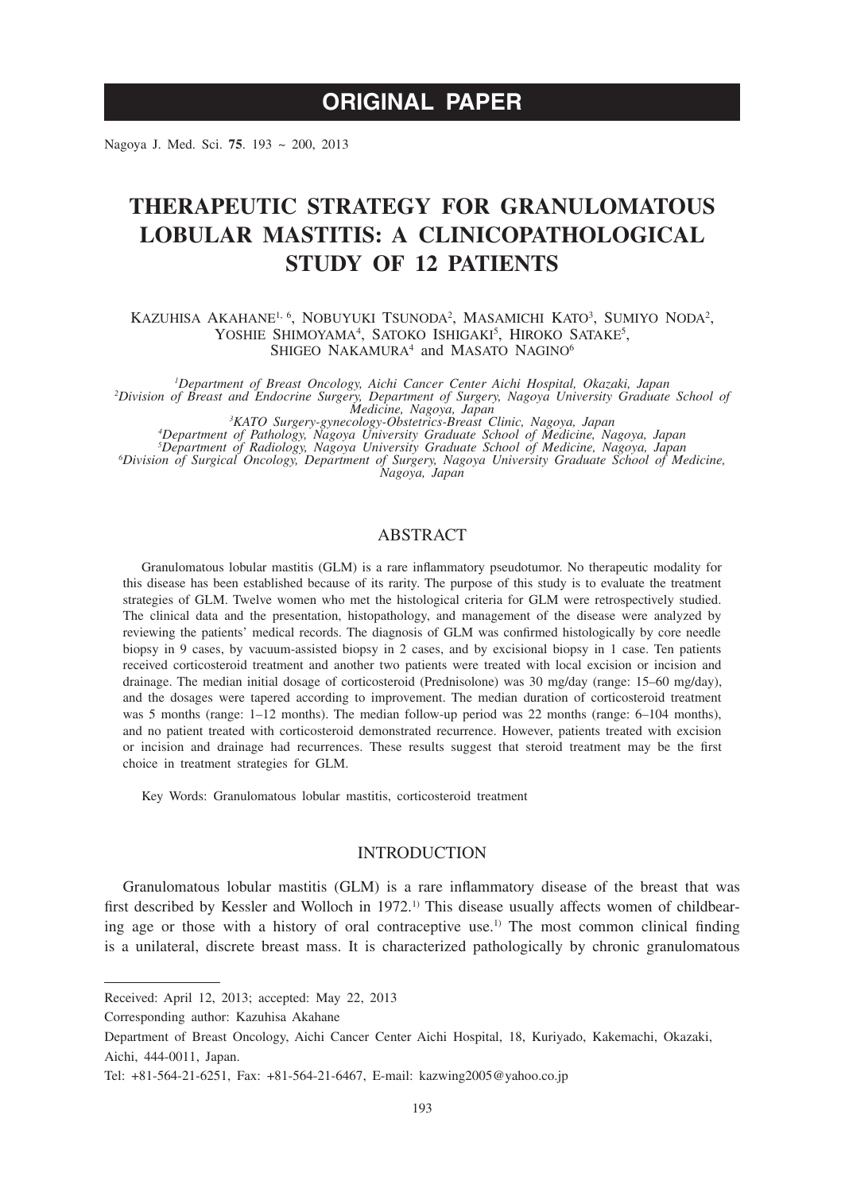# ORIGINAL PAPER

Nagoya J. Med. Sci. **75**. 193 ~ 200, 2013

# THERAPEUTIC STRATEGY FOR GRANULOMATOUS LOBULAR MASTITIS: A CLINICOPATHOLOGICAL STUDY OF 12 PATIENTS

Kazuhisa Akahane[1, 6], Nobuyuki Tsunoda[2], Masamichi Kato[3], Sumiyo Noda[2], Yoshie Shimoyama[4], Satoko Ishigaki[5], Hiroko Satake[5], Shigeo Nakamura[4] and Masato Nagino[6]

*[1]Department of Breast Oncology, Aichi Cancer Center Aichi Hospital, Okazaki, Japan*
*[2]Division of Breast and Endocrine Surgery, Department of Surgery, Nagoya University Graduate School of Medicine, Nagoya, Japan*
*[3]KATO Surgery-gynecology-Obstetrics-Breast Clinic, Nagoya, Japan*
*[4]Department of Pathology, Nagoya University Graduate School of Medicine, Nagoya, Japan*
*[5]Department of Radiology, Nagoya University Graduate School of Medicine, Nagoya, Japan*
*[6]Division of Surgical Oncology, Department of Surgery, Nagoya University Graduate School of Medicine, Nagoya, Japan*

## ABSTRACT

Granulomatous lobular mastitis (GLM) is a rare inflammatory pseudotumor. No therapeutic modality for this disease has been established because of its rarity. The purpose of this study is to evaluate the treatment strategies of GLM. Twelve women who met the histological criteria for GLM were retrospectively studied. The clinical data and the presentation, histopathology, and management of the disease were analyzed by reviewing the patients' medical records. The diagnosis of GLM was confirmed histologically by core needle biopsy in 9 cases, by vacuum-assisted biopsy in 2 cases, and by excisional biopsy in 1 case. Ten patients received corticosteroid treatment and another two patients were treated with local excision or incision and drainage. The median initial dosage of corticosteroid (Prednisolone) was 30 mg/day (range: 15–60 mg/day), and the dosages were tapered according to improvement. The median duration of corticosteroid treatment was 5 months (range: 1–12 months). The median follow-up period was 22 months (range: 6–104 months), and no patient treated with corticosteroid demonstrated recurrence. However, patients treated with excision or incision and drainage had recurrences. These results suggest that steroid treatment may be the first choice in treatment strategies for GLM.

Key Words: Granulomatous lobular mastitis, corticosteroid treatment

## INTRODUCTION

Granulomatous lobular mastitis (GLM) is a rare inflammatory disease of the breast that was first described by Kessler and Wolloch in 1972.[1] This disease usually affects women of childbearing age or those with a history of oral contraceptive use.[1] The most common clinical finding is a unilateral, discrete breast mass. It is characterized pathologically by chronic granulomatous

---

Received: April 12, 2013; accepted: May 22, 2013

Corresponding author: Kazuhisa Akahane

Department of Breast Oncology, Aichi Cancer Center Aichi Hospital, 18, Kuriyado, Kakemachi, Okazaki, Aichi, 444-0011, Japan.

Tel: +81-564-21-6251, Fax: +81-564-21-6467, E-mail: kazwing2005@yahoo.co.jp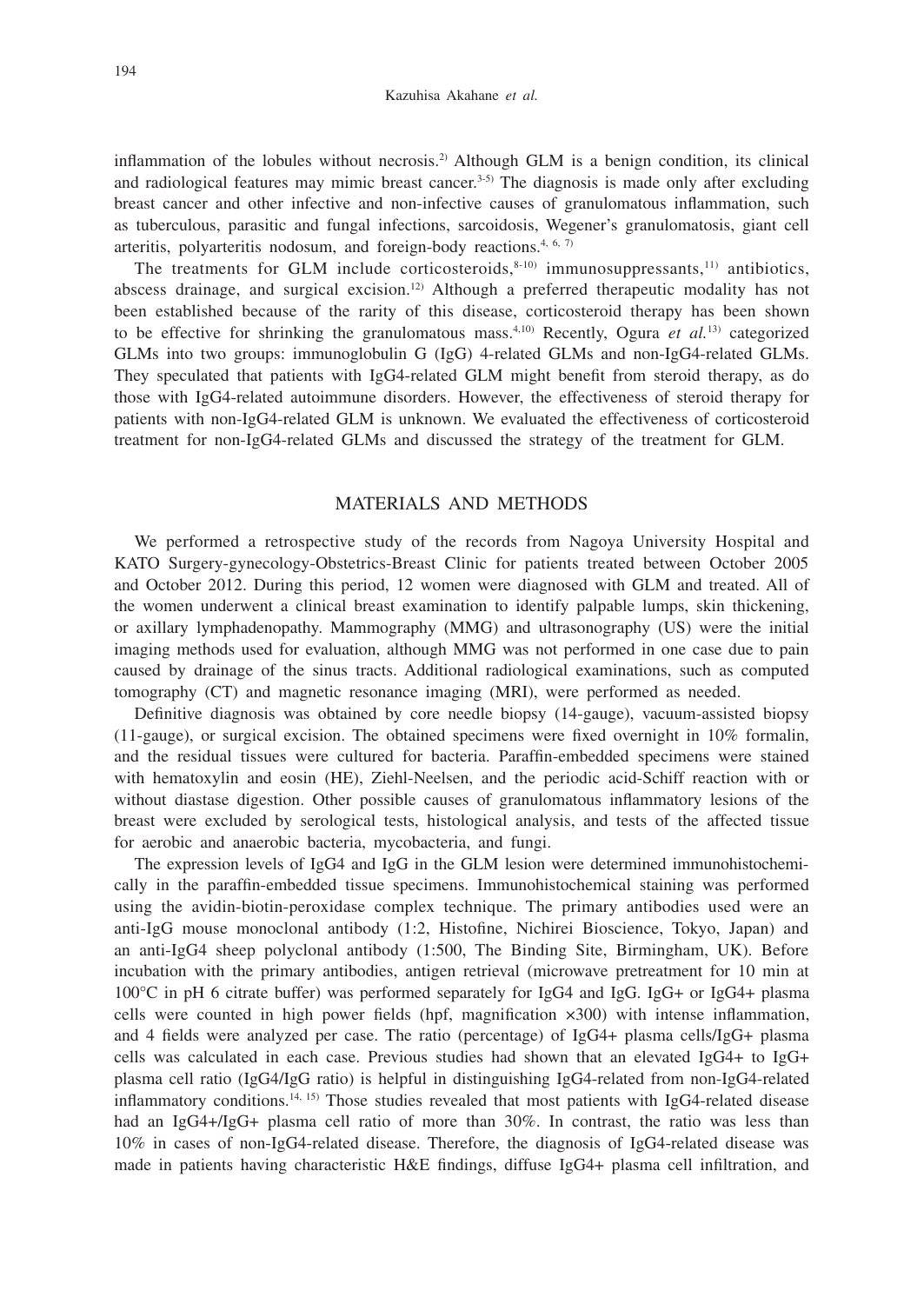inflammation of the lobules without necrosis.[2] Although GLM is a benign condition, its clinical and radiological features may mimic breast cancer.[3-5] The diagnosis is made only after excluding breast cancer and other infective and non-infective causes of granulomatous inflammation, such as tuberculous, parasitic and fungal infections, sarcoidosis, Wegener's granulomatosis, giant cell arteritis, polyarteritis nodosum, and foreign-body reactions.[4, 6, 7]

The treatments for GLM include corticosteroids,[8-10] immunosuppressants,[11] antibiotics, abscess drainage, and surgical excision.[12] Although a preferred therapeutic modality has not been established because of the rarity of this disease, corticosteroid therapy has been shown to be effective for shrinking the granulomatous mass.[4,10] Recently, Ogura *et al.*[13] categorized GLMs into two groups: immunoglobulin G (IgG) 4-related GLMs and non-IgG4-related GLMs. They speculated that patients with IgG4-related GLM might benefit from steroid therapy, as do those with IgG4-related autoimmune disorders. However, the effectiveness of steroid therapy for patients with non-IgG4-related GLM is unknown. We evaluated the effectiveness of corticosteroid treatment for non-IgG4-related GLMs and discussed the strategy of the treatment for GLM.

## MATERIALS AND METHODS

We performed a retrospective study of the records from Nagoya University Hospital and KATO Surgery-gynecology-Obstetrics-Breast Clinic for patients treated between October 2005 and October 2012. During this period, 12 women were diagnosed with GLM and treated. All of the women underwent a clinical breast examination to identify palpable lumps, skin thickening, or axillary lymphadenopathy. Mammography (MMG) and ultrasonography (US) were the initial imaging methods used for evaluation, although MMG was not performed in one case due to pain caused by drainage of the sinus tracts. Additional radiological examinations, such as computed tomography (CT) and magnetic resonance imaging (MRI), were performed as needed.

Definitive diagnosis was obtained by core needle biopsy (14-gauge), vacuum-assisted biopsy (11-gauge), or surgical excision. The obtained specimens were fixed overnight in 10% formalin, and the residual tissues were cultured for bacteria. Paraffin-embedded specimens were stained with hematoxylin and eosin (HE), Ziehl-Neelsen, and the periodic acid-Schiff reaction with or without diastase digestion. Other possible causes of granulomatous inflammatory lesions of the breast were excluded by serological tests, histological analysis, and tests of the affected tissue for aerobic and anaerobic bacteria, mycobacteria, and fungi.

The expression levels of IgG4 and IgG in the GLM lesion were determined immunohistochemically in the paraffin-embedded tissue specimens. Immunohistochemical staining was performed using the avidin-biotin-peroxidase complex technique. The primary antibodies used were an anti-IgG mouse monoclonal antibody (1:2, Histofine, Nichirei Bioscience, Tokyo, Japan) and an anti-IgG4 sheep polyclonal antibody (1:500, The Binding Site, Birmingham, UK). Before incubation with the primary antibodies, antigen retrieval (microwave pretreatment for 10 min at 100°C in pH 6 citrate buffer) was performed separately for IgG4 and IgG. IgG+ or IgG4+ plasma cells were counted in high power fields (hpf, magnification ×300) with intense inflammation, and 4 fields were analyzed per case. The ratio (percentage) of IgG4+ plasma cells/IgG+ plasma cells was calculated in each case. Previous studies had shown that an elevated IgG4+ to IgG+ plasma cell ratio (IgG4/IgG ratio) is helpful in distinguishing IgG4-related from non-IgG4-related inflammatory conditions.[14, 15] Those studies revealed that most patients with IgG4-related disease had an IgG4+/IgG+ plasma cell ratio of more than 30%. In contrast, the ratio was less than 10% in cases of non-IgG4-related disease. Therefore, the diagnosis of IgG4-related disease was made in patients having characteristic H&E findings, diffuse IgG4+ plasma cell infiltration, and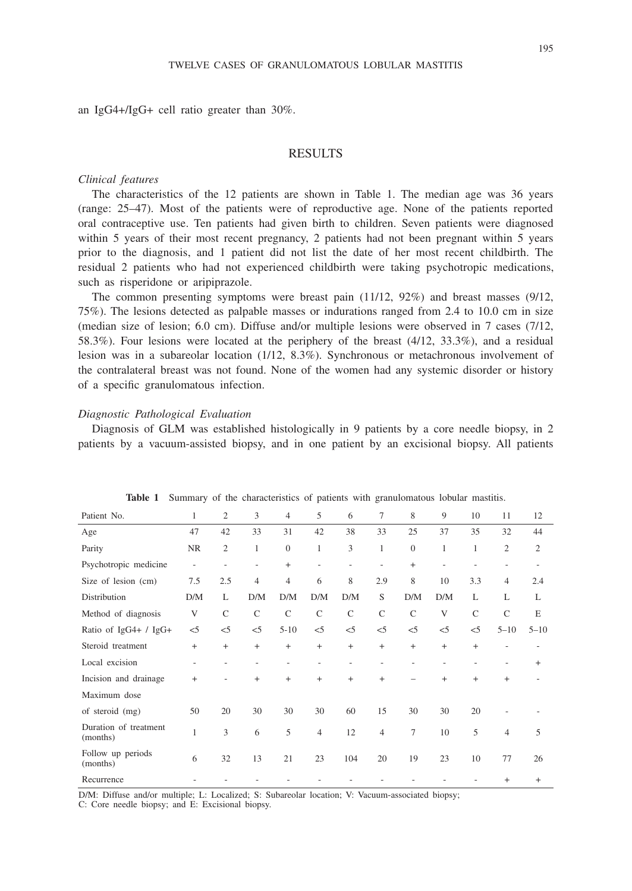an IgG4+/IgG+ cell ratio greater than 30%.

## RESULTS

### *Clinical features*

The characteristics of the 12 patients are shown in Table 1. The median age was 36 years (range: 25–47). Most of the patients were of reproductive age. None of the patients reported oral contraceptive use. Ten patients had given birth to children. Seven patients were diagnosed within 5 years of their most recent pregnancy, 2 patients had not been pregnant within 5 years prior to the diagnosis, and 1 patient did not list the date of her most recent childbirth. The residual 2 patients who had not experienced childbirth were taking psychotropic medications, such as risperidone or aripiprazole.

The common presenting symptoms were breast pain (11/12, 92%) and breast masses (9/12, 75%). The lesions detected as palpable masses or indurations ranged from 2.4 to 10.0 cm in size (median size of lesion; 6.0 cm). Diffuse and/or multiple lesions were observed in 7 cases (7/12, 58.3%). Four lesions were located at the periphery of the breast (4/12, 33.3%), and a residual lesion was in a subareolar location (1/12, 8.3%). Synchronous or metachronous involvement of the contralateral breast was not found. None of the women had any systemic disorder or history of a specific granulomatous infection.

### *Diagnostic Pathological Evaluation*

Diagnosis of GLM was established histologically in 9 patients by a core needle biopsy, in 2 patients by a vacuum-assisted biopsy, and in one patient by an excisional biopsy. All patients

**Table 1** Summary of the characteristics of patients with granulomatous lobular mastitis.

| Patient No. | 1 | 2 | 3 | 4 | 5 | 6 | 7 | 8 | 9 | 10 | 11 | 12 |
|---|---|---|---|---|---|---|---|---|---|---|---|---|
| Age | 47 | 42 | 33 | 31 | 42 | 38 | 33 | 25 | 37 | 35 | 32 | 44 |
| Parity | NR | 2 | 1 | 0 | 1 | 3 | 1 | 0 | 1 | 1 | 2 | 2 |
| Psychotropic medicine | - | - | - | + | - | - | - | + | - | - | - | - |
| Size of lesion (cm) | 7.5 | 2.5 | 4 | 4 | 6 | 8 | 2.9 | 8 | 10 | 3.3 | 4 | 2.4 |
| Distribution | D/M | L | D/M | D/M | D/M | D/M | S | D/M | D/M | L | L | L |
| Method of diagnosis | V | C | C | C | C | C | C | C | V | C | C | E |
| Ratio of IgG4+ / IgG+ | <5 | <5 | <5 | 5-10 | <5 | <5 | <5 | <5 | <5 | <5 | 5–10 | 5–10 |
| Steroid treatment | + | + | + | + | + | + | + | + | + | + | - | - |
| Local excision | - | - | - | - | - | - | - | - | - | - | - | + |
| Incision and drainage | + | - | + | + | + | + | + | – | + | + | + | - |
| Maximum dose of steroid (mg) | 50 | 20 | 30 | 30 | 30 | 60 | 15 | 30 | 30 | 20 | - | - |
| Duration of treatment (months) | 1 | 3 | 6 | 5 | 4 | 12 | 4 | 7 | 10 | 5 | 4 | 5 |
| Follow up periods (months) | 6 | 32 | 13 | 21 | 23 | 104 | 20 | 19 | 23 | 10 | 77 | 26 |
| Recurrence | - | - | - | - | - | - | - | - | - | - | + | + |

D/M: Diffuse and/or multiple; L: Localized; S: Subareolar location; V: Vacuum-associated biopsy; C: Core needle biopsy; and E: Excisional biopsy.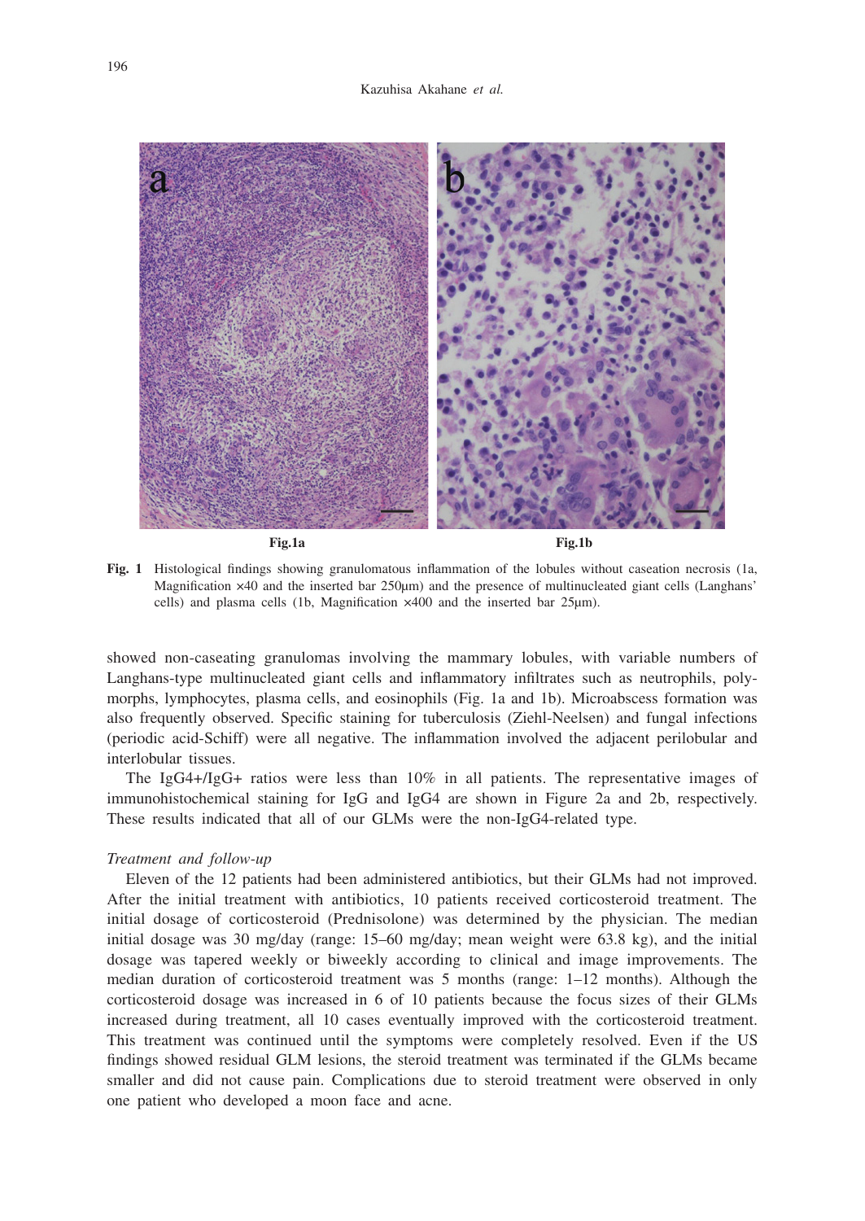Fig.1a

Fig.1b

**Fig. 1** Histological findings showing granulomatous inflammation of the lobules without caseation necrosis (1a, Magnification ×40 and the inserted bar 250μm) and the presence of multinucleated giant cells (Langhans' cells) and plasma cells (1b, Magnification ×400 and the inserted bar 25μm).

showed non-caseating granulomas involving the mammary lobules, with variable numbers of Langhans-type multinucleated giant cells and inflammatory infiltrates such as neutrophils, polymorphs, lymphocytes, plasma cells, and eosinophils (Fig. 1a and 1b). Microabscess formation was also frequently observed. Specific staining for tuberculosis (Ziehl-Neelsen) and fungal infections (periodic acid-Schiff) were all negative. The inflammation involved the adjacent perilobular and interlobular tissues.

The IgG4+/IgG+ ratios were less than 10% in all patients. The representative images of immunohistochemical staining for IgG and IgG4 are shown in Figure 2a and 2b, respectively. These results indicated that all of our GLMs were the non-IgG4-related type.

*Treatment and follow-up*

Eleven of the 12 patients had been administered antibiotics, but their GLMs had not improved. After the initial treatment with antibiotics, 10 patients received corticosteroid treatment. The initial dosage of corticosteroid (Prednisolone) was determined by the physician. The median initial dosage was 30 mg/day (range: 15–60 mg/day; mean weight were 63.8 kg), and the initial dosage was tapered weekly or biweekly according to clinical and image improvements. The median duration of corticosteroid treatment was 5 months (range: 1–12 months). Although the corticosteroid dosage was increased in 6 of 10 patients because the focus sizes of their GLMs increased during treatment, all 10 cases eventually improved with the corticosteroid treatment. This treatment was continued until the symptoms were completely resolved. Even if the US findings showed residual GLM lesions, the steroid treatment was terminated if the GLMs became smaller and did not cause pain. Complications due to steroid treatment were observed in only one patient who developed a moon face and acne.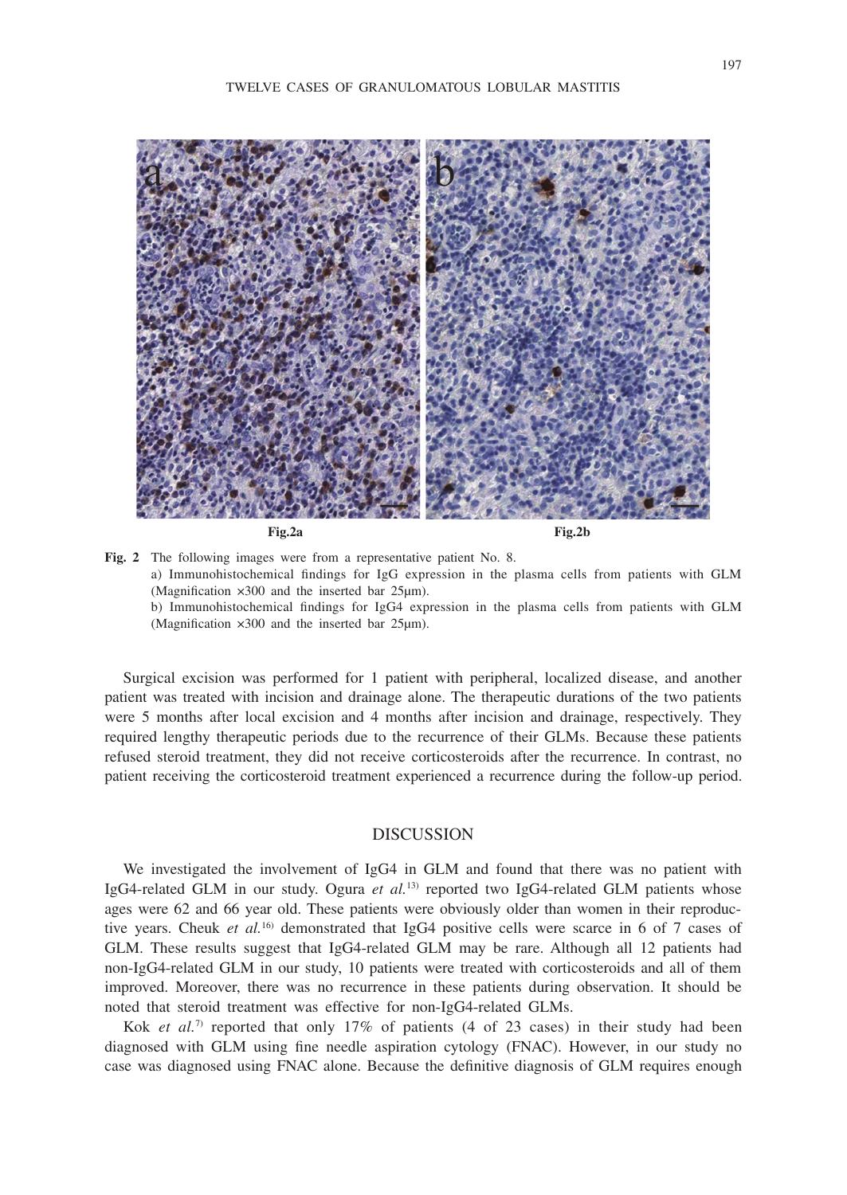Fig.2a Fig.2b

**Fig. 2** The following images were from a representative patient No. 8.
a) Immunohistochemical findings for IgG expression in the plasma cells from patients with GLM (Magnification ×300 and the inserted bar 25μm).
b) Immunohistochemical findings for IgG4 expression in the plasma cells from patients with GLM (Magnification ×300 and the inserted bar 25μm).

Surgical excision was performed for 1 patient with peripheral, localized disease, and another patient was treated with incision and drainage alone. The therapeutic durations of the two patients were 5 months after local excision and 4 months after incision and drainage, respectively. They required lengthy therapeutic periods due to the recurrence of their GLMs. Because these patients refused steroid treatment, they did not receive corticosteroids after the recurrence. In contrast, no patient receiving the corticosteroid treatment experienced a recurrence during the follow-up period.

## DISCUSSION

We investigated the involvement of IgG4 in GLM and found that there was no patient with IgG4-related GLM in our study. Ogura *et al.*[13] reported two IgG4-related GLM patients whose ages were 62 and 66 year old. These patients were obviously older than women in their reproductive years. Cheuk *et al.*[16] demonstrated that IgG4 positive cells were scarce in 6 of 7 cases of GLM. These results suggest that IgG4-related GLM may be rare. Although all 12 patients had non-IgG4-related GLM in our study, 10 patients were treated with corticosteroids and all of them improved. Moreover, there was no recurrence in these patients during observation. It should be noted that steroid treatment was effective for non-IgG4-related GLMs.

Kok *et al.*[7] reported that only 17% of patients (4 of 23 cases) in their study had been diagnosed with GLM using fine needle aspiration cytology (FNAC). However, in our study no case was diagnosed using FNAC alone. Because the definitive diagnosis of GLM requires enough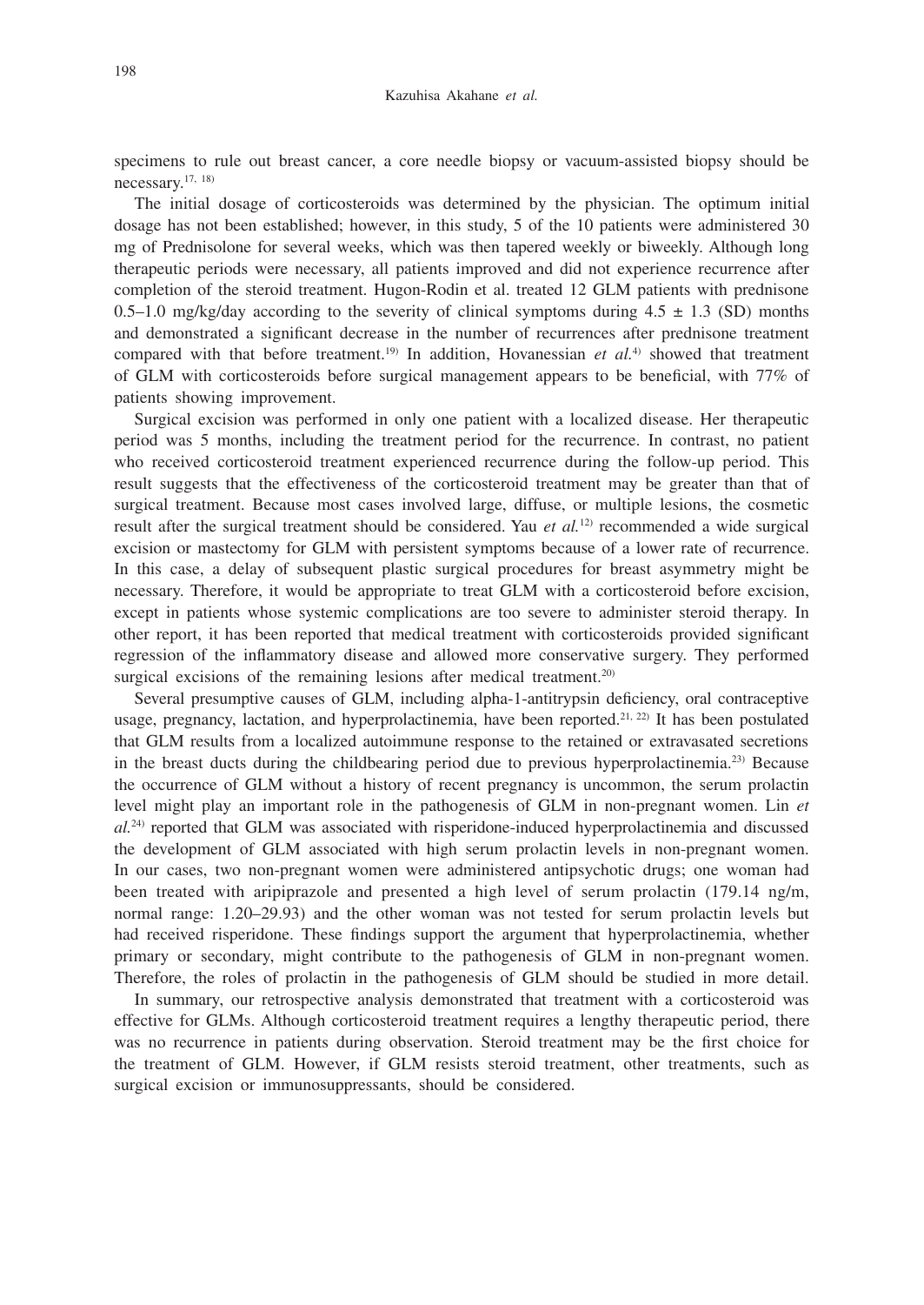specimens to rule out breast cancer, a core needle biopsy or vacuum-assisted biopsy should be necessary.[17, 18]

The initial dosage of corticosteroids was determined by the physician. The optimum initial dosage has not been established; however, in this study, 5 of the 10 patients were administered 30 mg of Prednisolone for several weeks, which was then tapered weekly or biweekly. Although long therapeutic periods were necessary, all patients improved and did not experience recurrence after completion of the steroid treatment. Hugon-Rodin et al. treated 12 GLM patients with prednisone 0.5–1.0 mg/kg/day according to the severity of clinical symptoms during $4.5 \pm 1.3$ (SD) months and demonstrated a significant decrease in the number of recurrences after prednisone treatment compared with that before treatment.[19] In addition, Hovanessian *et al.*[4] showed that treatment of GLM with corticosteroids before surgical management appears to be beneficial, with 77% of patients showing improvement.

Surgical excision was performed in only one patient with a localized disease. Her therapeutic period was 5 months, including the treatment period for the recurrence. In contrast, no patient who received corticosteroid treatment experienced recurrence during the follow-up period. This result suggests that the effectiveness of the corticosteroid treatment may be greater than that of surgical treatment. Because most cases involved large, diffuse, or multiple lesions, the cosmetic result after the surgical treatment should be considered. Yau *et al.*[12] recommended a wide surgical excision or mastectomy for GLM with persistent symptoms because of a lower rate of recurrence. In this case, a delay of subsequent plastic surgical procedures for breast asymmetry might be necessary. Therefore, it would be appropriate to treat GLM with a corticosteroid before excision, except in patients whose systemic complications are too severe to administer steroid therapy. In other report, it has been reported that medical treatment with corticosteroids provided significant regression of the inflammatory disease and allowed more conservative surgery. They performed surgical excisions of the remaining lesions after medical treatment.[20]

Several presumptive causes of GLM, including alpha-1-antitrypsin deficiency, oral contraceptive usage, pregnancy, lactation, and hyperprolactinemia, have been reported.[21, 22] It has been postulated that GLM results from a localized autoimmune response to the retained or extravasated secretions in the breast ducts during the childbearing period due to previous hyperprolactinemia.[23] Because the occurrence of GLM without a history of recent pregnancy is uncommon, the serum prolactin level might play an important role in the pathogenesis of GLM in non-pregnant women. Lin *et al.*[24] reported that GLM was associated with risperidone-induced hyperprolactinemia and discussed the development of GLM associated with high serum prolactin levels in non-pregnant women. In our cases, two non-pregnant women were administered antipsychotic drugs; one woman had been treated with aripiprazole and presented a high level of serum prolactin (179.14 ng/m, normal range: 1.20–29.93) and the other woman was not tested for serum prolactin levels but had received risperidone. These findings support the argument that hyperprolactinemia, whether primary or secondary, might contribute to the pathogenesis of GLM in non-pregnant women. Therefore, the roles of prolactin in the pathogenesis of GLM should be studied in more detail.

In summary, our retrospective analysis demonstrated that treatment with a corticosteroid was effective for GLMs. Although corticosteroid treatment requires a lengthy therapeutic period, there was no recurrence in patients during observation. Steroid treatment may be the first choice for the treatment of GLM. However, if GLM resists steroid treatment, other treatments, such as surgical excision or immunosuppressants, should be considered.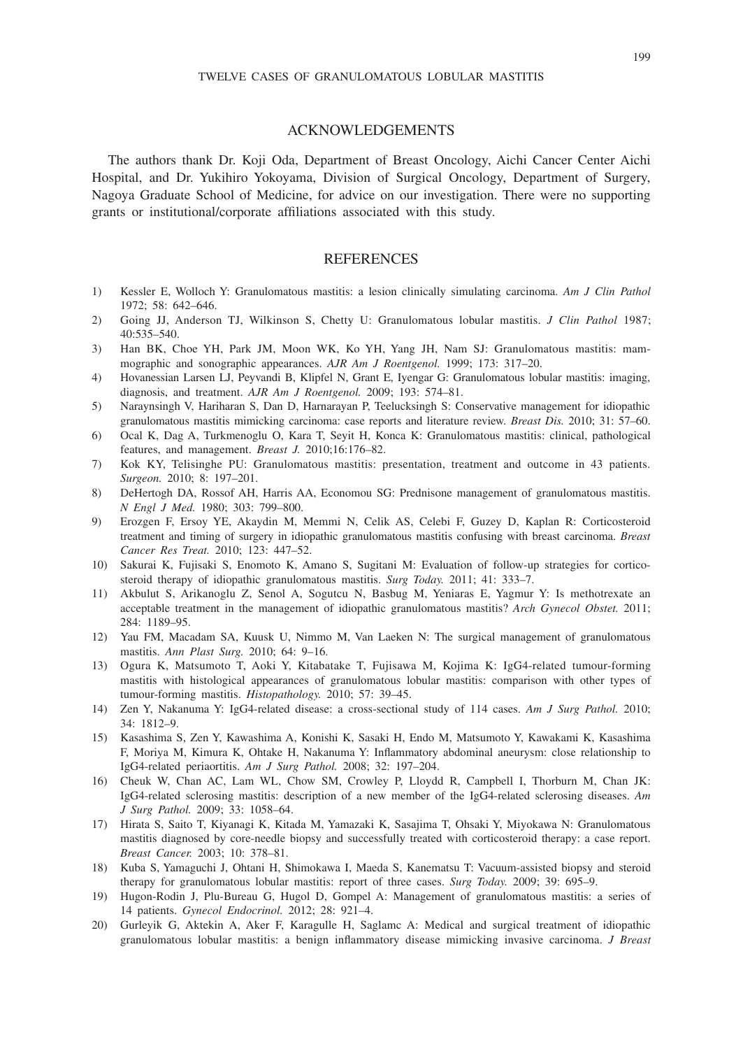## ACKNOWLEDGEMENTS

The authors thank Dr. Koji Oda, Department of Breast Oncology, Aichi Cancer Center Aichi Hospital, and Dr. Yukihiro Yokoyama, Division of Surgical Oncology, Department of Surgery, Nagoya Graduate School of Medicine, for advice on our investigation. There were no supporting grants or institutional/corporate affiliations associated with this study.

## REFERENCES

1) Kessler E, Wolloch Y: Granulomatous mastitis: a lesion clinically simulating carcinoma. *Am J Clin Pathol* 1972; 58: 642–646.
2) Going JJ, Anderson TJ, Wilkinson S, Chetty U: Granulomatous lobular mastitis. *J Clin Pathol* 1987; 40:535–540.
3) Han BK, Choe YH, Park JM, Moon WK, Ko YH, Yang JH, Nam SJ: Granulomatous mastitis: mammographic and sonographic appearances. *AJR Am J Roentgenol.* 1999; 173: 317–20.
4) Hovanessian Larsen LJ, Peyvandi B, Klipfel N, Grant E, Iyengar G: Granulomatous lobular mastitis: imaging, diagnosis, and treatment. *AJR Am J Roentgenol.* 2009; 193: 574–81.
5) Naraynsingh V, Hariharan S, Dan D, Harnarayan P, Teelucksingh S: Conservative management for idiopathic granulomatous mastitis mimicking carcinoma: case reports and literature review. *Breast Dis.* 2010; 31: 57–60.
6) Ocal K, Dag A, Turkmenoglu O, Kara T, Seyit H, Konca K: Granulomatous mastitis: clinical, pathological features, and management. *Breast J.* 2010;16:176–82.
7) Kok KY, Telisinghe PU: Granulomatous mastitis: presentation, treatment and outcome in 43 patients. *Surgeon.* 2010; 8: 197–201.
8) DeHertogh DA, Rossof AH, Harris AA, Economou SG: Prednisone management of granulomatous mastitis. *N Engl J Med.* 1980; 303: 799–800.
9) Erozgen F, Ersoy YE, Akaydin M, Memmi N, Celik AS, Celebi F, Guzey D, Kaplan R: Corticosteroid treatment and timing of surgery in idiopathic granulomatous mastitis confusing with breast carcinoma. *Breast Cancer Res Treat.* 2010; 123: 447–52.
10) Sakurai K, Fujisaki S, Enomoto K, Amano S, Sugitani M: Evaluation of follow-up strategies for corticosteroid therapy of idiopathic granulomatous mastitis. *Surg Today.* 2011; 41: 333–7.
11) Akbulut S, Arikanoglu Z, Senol A, Sogutcu N, Basbug M, Yeniaras E, Yagmur Y: Is methotrexate an acceptable treatment in the management of idiopathic granulomatous mastitis? *Arch Gynecol Obstet.* 2011; 284: 1189–95.
12) Yau FM, Macadam SA, Kuusk U, Nimmo M, Van Laeken N: The surgical management of granulomatous mastitis. *Ann Plast Surg.* 2010; 64: 9–16.
13) Ogura K, Matsumoto T, Aoki Y, Kitabatake T, Fujisawa M, Kojima K: IgG4-related tumour-forming mastitis with histological appearances of granulomatous lobular mastitis: comparison with other types of tumour-forming mastitis. *Histopathology.* 2010; 57: 39–45.
14) Zen Y, Nakanuma Y: IgG4-related disease: a cross-sectional study of 114 cases. *Am J Surg Pathol.* 2010; 34: 1812–9.
15) Kasashima S, Zen Y, Kawashima A, Konishi K, Sasaki H, Endo M, Matsumoto Y, Kawakami K, Kasashima F, Moriya M, Kimura K, Ohtake H, Nakanuma Y: Inflammatory abdominal aneurysm: close relationship to IgG4-related periaortitis. *Am J Surg Pathol.* 2008; 32: 197–204.
16) Cheuk W, Chan AC, Lam WL, Chow SM, Crowley P, Lloydd R, Campbell I, Thorburn M, Chan JK: IgG4-related sclerosing mastitis: description of a new member of the IgG4-related sclerosing diseases. *Am J Surg Pathol.* 2009; 33: 1058–64.
17) Hirata S, Saito T, Kiyanagi K, Kitada M, Yamazaki K, Sasajima T, Ohsaki Y, Miyokawa N: Granulomatous mastitis diagnosed by core-needle biopsy and successfully treated with corticosteroid therapy: a case report. *Breast Cancer.* 2003; 10: 378–81.
18) Kuba S, Yamaguchi J, Ohtani H, Shimokawa I, Maeda S, Kanematsu T: Vacuum-assisted biopsy and steroid therapy for granulomatous lobular mastitis: report of three cases. *Surg Today.* 2009; 39: 695–9.
19) Hugon-Rodin J, Plu-Bureau G, Hugol D, Gompel A: Management of granulomatous mastitis: a series of 14 patients. *Gynecol Endocrinol.* 2012; 28: 921–4.
20) Gurleyik G, Aktekin A, Aker F, Karagulle H, Saglamc A: Medical and surgical treatment of idiopathic granulomatous lobular mastitis: a benign inflammatory disease mimicking invasive carcinoma. *J Breast*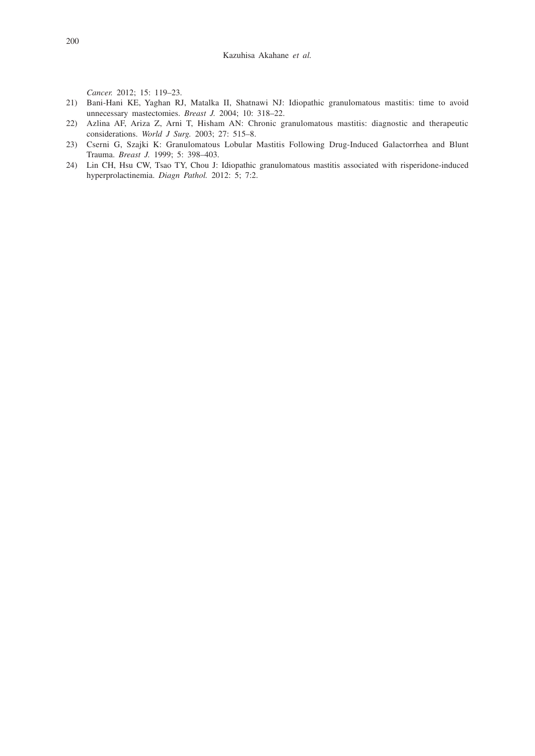*Cancer.* 2012; 15: 119–23.

21) Bani-Hani KE, Yaghan RJ, Matalka II, Shatnawi NJ: Idiopathic granulomatous mastitis: time to avoid unnecessary mastectomies. *Breast J.* 2004; 10: 318–22.
22) Azlina AF, Ariza Z, Arni T, Hisham AN: Chronic granulomatous mastitis: diagnostic and therapeutic considerations. *World J Surg.* 2003; 27: 515–8.
23) Cserni G, Szajki K: Granulomatous Lobular Mastitis Following Drug-Induced Galactorrhea and Blunt Trauma. *Breast J.* 1999; 5: 398–403.
24) Lin CH, Hsu CW, Tsao TY, Chou J: Idiopathic granulomatous mastitis associated with risperidone-induced hyperprolactinemia. *Diagn Pathol.* 2012: 5; 7:2.